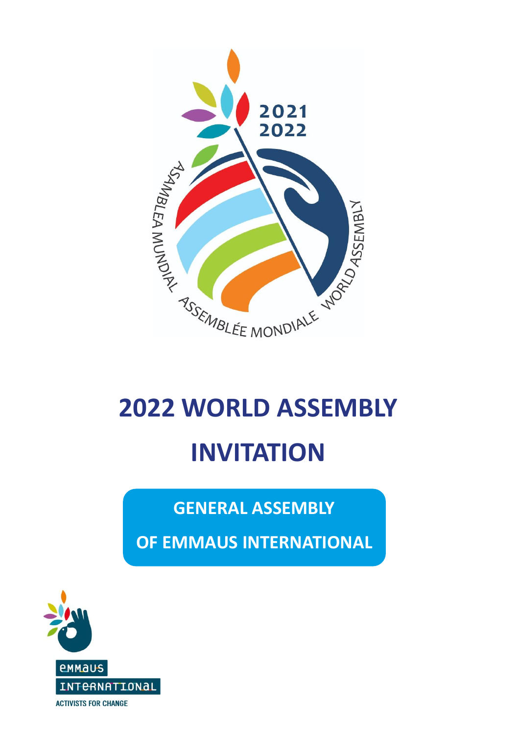2021
2022

ASAMBLEA MUNDIAL ASSEMBLÉE MONDIALE WORLD ASSEMBLY

# 2022 WORLD ASSEMBLY

# INVITATION

## GENERAL ASSEMBLY OF EMMAUS INTERNATIONAL

EMMAUS INTERNATIONAL

ACTIVISTS FOR CHANGE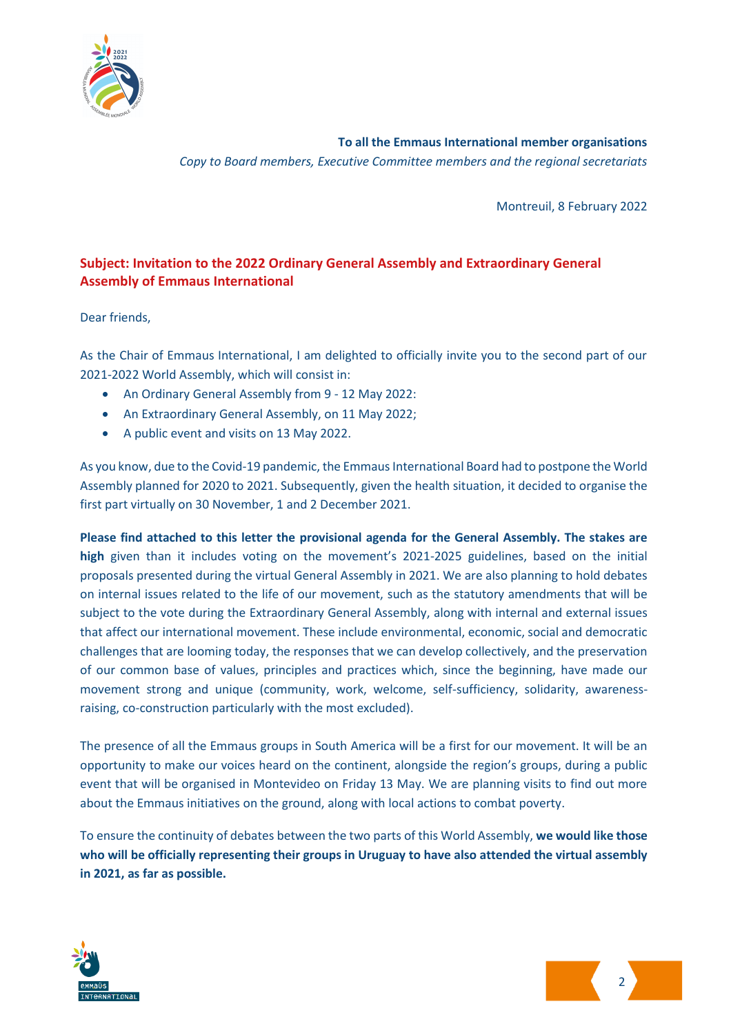**To all the Emmaus International member organisations**

*Copy to Board members, Executive Committee members and the regional secretariats*

Montreuil, 8 February 2022

**Subject: Invitation to the 2022 Ordinary General Assembly and Extraordinary General Assembly of Emmaus International**

Dear friends,

As the Chair of Emmaus International, I am delighted to officially invite you to the second part of our 2021-2022 World Assembly, which will consist in:

- An Ordinary General Assembly from 9 - 12 May 2022:
- An Extraordinary General Assembly, on 11 May 2022;
- A public event and visits on 13 May 2022.

As you know, due to the Covid-19 pandemic, the Emmaus International Board had to postpone the World Assembly planned for 2020 to 2021. Subsequently, given the health situation, it decided to organise the first part virtually on 30 November, 1 and 2 December 2021.

**Please find attached to this letter the provisional agenda for the General Assembly. The stakes are high** given than it includes voting on the movement's 2021-2025 guidelines, based on the initial proposals presented during the virtual General Assembly in 2021. We are also planning to hold debates on internal issues related to the life of our movement, such as the statutory amendments that will be subject to the vote during the Extraordinary General Assembly, along with internal and external issues that affect our international movement. These include environmental, economic, social and democratic challenges that are looming today, the responses that we can develop collectively, and the preservation of our common base of values, principles and practices which, since the beginning, have made our movement strong and unique (community, work, welcome, self-sufficiency, solidarity, awareness-raising, co-construction particularly with the most excluded).

The presence of all the Emmaus groups in South America will be a first for our movement. It will be an opportunity to make our voices heard on the continent, alongside the region's groups, during a public event that will be organised in Montevideo on Friday 13 May. We are planning visits to find out more about the Emmaus initiatives on the ground, along with local actions to combat poverty.

To ensure the continuity of debates between the two parts of this World Assembly, **we would like those who will be officially representing their groups in Uruguay to have also attended the virtual assembly in 2021, as far as possible.**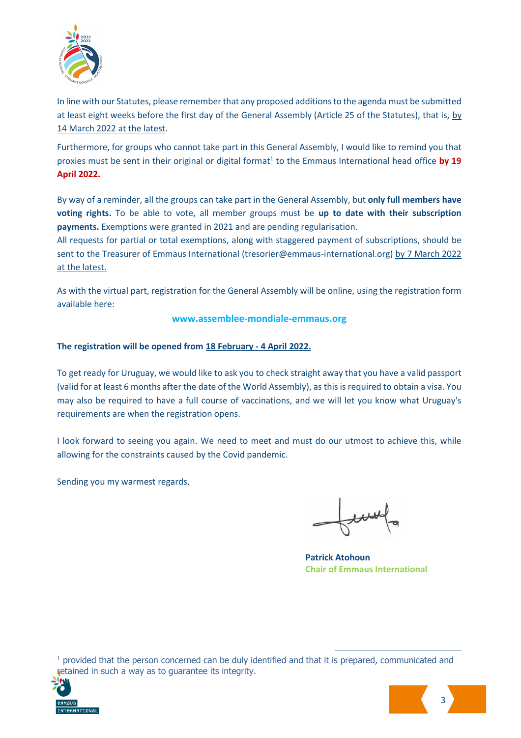In line with our Statutes, please remember that any proposed additions to the agenda must be submitted at least eight weeks before the first day of the General Assembly (Article 25 of the Statutes), that is, by 14 March 2022 at the latest.

Furthermore, for groups who cannot take part in this General Assembly, I would like to remind you that proxies must be sent in their original or digital format[1] to the Emmaus International head office **by 19 April 2022.**

By way of a reminder, all the groups can take part in the General Assembly, but **only full members have voting rights.** To be able to vote, all member groups must be **up to date with their subscription payments.** Exemptions were granted in 2021 and are pending regularisation.
All requests for partial or total exemptions, along with staggered payment of subscriptions, should be sent to the Treasurer of Emmaus International (tresorier@emmaus-international.org) by 7 March 2022 at the latest.

As with the virtual part, registration for the General Assembly will be online, using the registration form available here:

**www.assemblee-mondiale-emmaus.org**

**The registration will be opened from 18 February - 4 April 2022.**

To get ready for Uruguay, we would like to ask you to check straight away that you have a valid passport (valid for at least 6 months after the date of the World Assembly), as this is required to obtain a visa. You may also be required to have a full course of vaccinations, and we will let you know what Uruguay's requirements are when the registration opens.

I look forward to seeing you again. We need to meet and must do our utmost to achieve this, while allowing for the constraints caused by the Covid pandemic.

Sending you my warmest regards,

**Patrick Atohoun**
**Chair of Emmaus International**

[1] provided that the person concerned can be duly identified and that it is prepared, communicated and retained in such a way as to guarantee its integrity.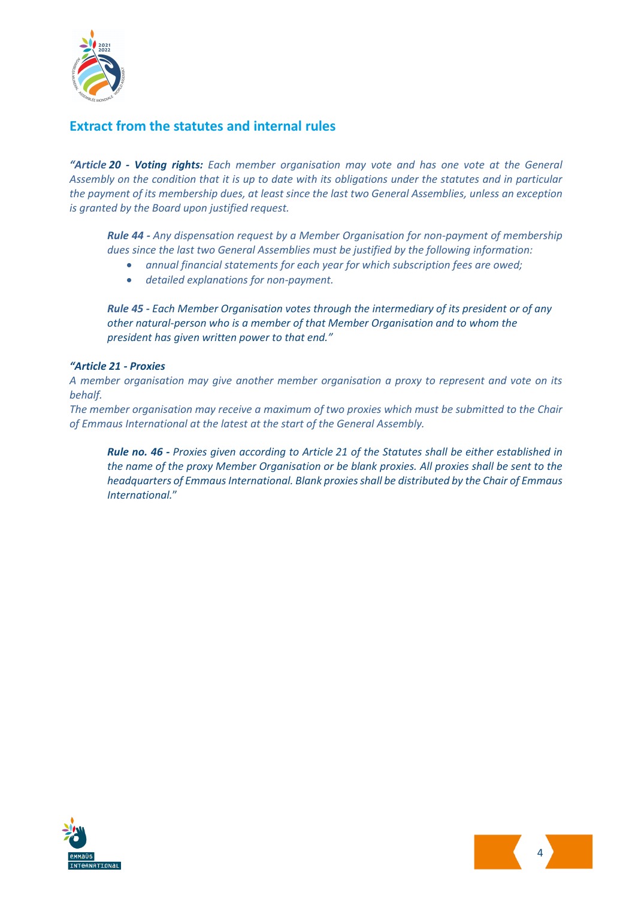## Extract from the statutes and internal rules

*"**Article 20 - Voting rights:** Each member organisation may vote and has one vote at the General Assembly on the condition that it is up to date with its obligations under the statutes and in particular the payment of its membership dues, at least since the last two General Assemblies, unless an exception is granted by the Board upon justified request.*

> ***Rule 44 -** Any dispensation request by a Member Organisation for non-payment of membership dues since the last two General Assemblies must be justified by the following information:*
>
> - *annual financial statements for each year for which subscription fees are owed;*
> - *detailed explanations for non-payment.*
>
> ***Rule 45 -** Each Member Organisation votes through the intermediary of its president or of any other natural-person who is a member of that Member Organisation and to whom the president has given written power to that end."*

***"Article 21 - Proxies***

*A member organisation may give another member organisation a proxy to represent and vote on its behalf.*

*The member organisation may receive a maximum of two proxies which must be submitted to the Chair of Emmaus International at the latest at the start of the General Assembly.*

> ***Rule no. 46 -** Proxies given according to Article 21 of the Statutes shall be either established in the name of the proxy Member Organisation or be blank proxies. All proxies shall be sent to the headquarters of Emmaus International. Blank proxies shall be distributed by the Chair of Emmaus International."*